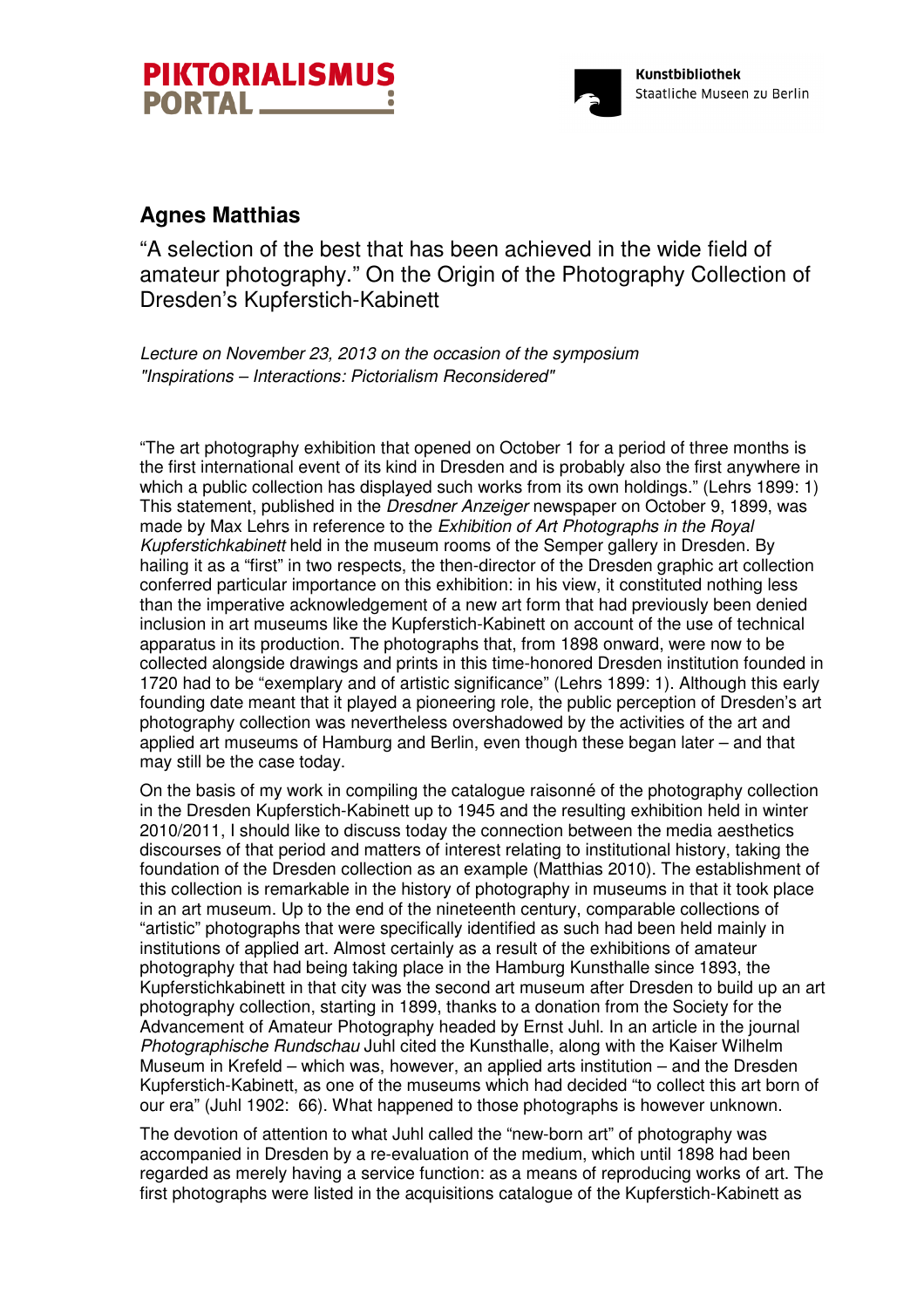# Agnes Matthias

## “A selection of the best that has been achieved in the wide field of amateur photography.” On the Origin of the Photography Collection of Dresden’s Kupferstich-Kabinett

*Lecture on November 23, 2013 on the occasion of the symposium "Inspirations – Interactions: Pictorialism Reconsidered"*

“The art photography exhibition that opened on October 1 for a period of three months is the first international event of its kind in Dresden and is probably also the first anywhere in which a public collection has displayed such works from its own holdings.” (Lehrs 1899: 1) This statement, published in the *Dresdner Anzeiger* newspaper on October 9, 1899, was made by Max Lehrs in reference to the *Exhibition of Art Photographs in the Royal Kupferstichkabinett* held in the museum rooms of the Semper gallery in Dresden. By hailing it as a “first” in two respects, the then-director of the Dresden graphic art collection conferred particular importance on this exhibition: in his view, it constituted nothing less than the imperative acknowledgement of a new art form that had previously been denied inclusion in art museums like the Kupferstich-Kabinett on account of the use of technical apparatus in its production. The photographs that, from 1898 onward, were now to be collected alongside drawings and prints in this time-honored Dresden institution founded in 1720 had to be “exemplary and of artistic significance” (Lehrs 1899: 1). Although this early founding date meant that it played a pioneering role, the public perception of Dresden’s art photography collection was nevertheless overshadowed by the activities of the art and applied art museums of Hamburg and Berlin, even though these began later – and that may still be the case today.

On the basis of my work in compiling the catalogue raisonné of the photography collection in the Dresden Kupferstich-Kabinett up to 1945 and the resulting exhibition held in winter 2010/2011, I should like to discuss today the connection between the media aesthetics discourses of that period and matters of interest relating to institutional history, taking the foundation of the Dresden collection as an example (Matthias 2010). The establishment of this collection is remarkable in the history of photography in museums in that it took place in an art museum. Up to the end of the nineteenth century, comparable collections of “artistic” photographs that were specifically identified as such had been held mainly in institutions of applied art. Almost certainly as a result of the exhibitions of amateur photography that had being taking place in the Hamburg Kunsthalle since 1893, the Kupferstichkabinett in that city was the second art museum after Dresden to build up an art photography collection, starting in 1899, thanks to a donation from the Society for the Advancement of Amateur Photography headed by Ernst Juhl. In an article in the journal *Photographische Rundschau* Juhl cited the Kunsthalle, along with the Kaiser Wilhelm Museum in Krefeld – which was, however, an applied arts institution – and the Dresden Kupferstich-Kabinett, as one of the museums which had decided “to collect this art born of our era” (Juhl 1902: 66). What happened to those photographs is however unknown.

The devotion of attention to what Juhl called the “new-born art” of photography was accompanied in Dresden by a re-evaluation of the medium, which until 1898 had been regarded as merely having a service function: as a means of reproducing works of art. The first photographs were listed in the acquisitions catalogue of the Kupferstich-Kabinett as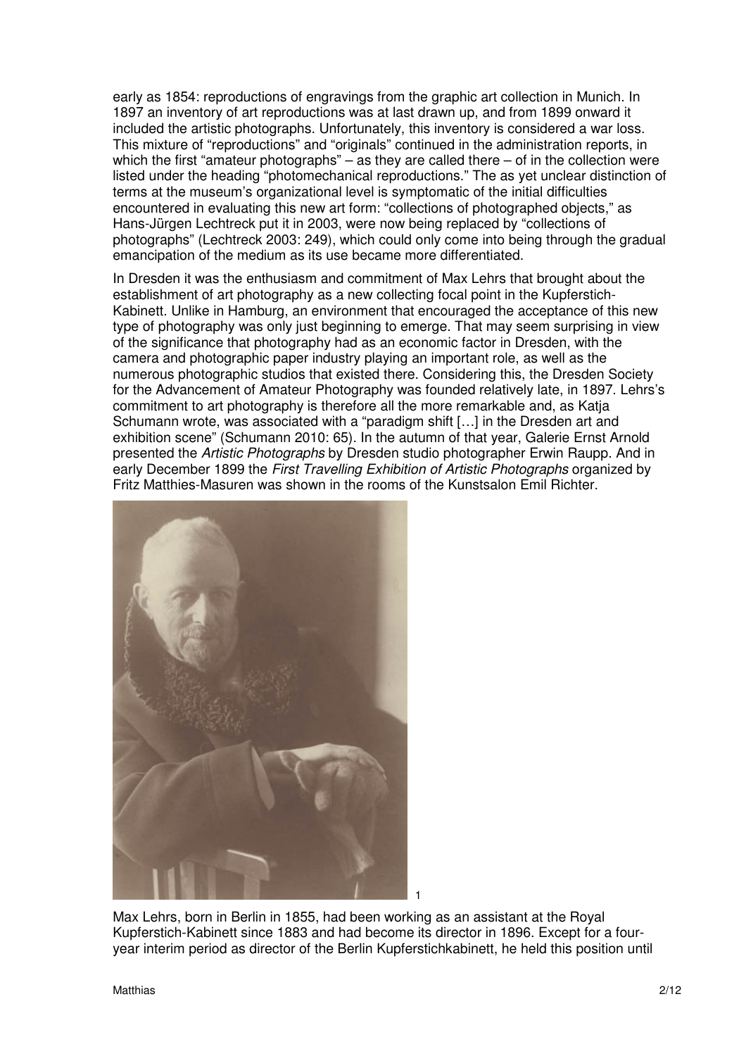early as 1854: reproductions of engravings from the graphic art collection in Munich. In 1897 an inventory of art reproductions was at last drawn up, and from 1899 onward it included the artistic photographs. Unfortunately, this inventory is considered a war loss. This mixture of "reproductions" and "originals" continued in the administration reports, in which the first "amateur photographs" – as they are called there – of in the collection were listed under the heading "photomechanical reproductions." The as yet unclear distinction of terms at the museum's organizational level is symptomatic of the initial difficulties encountered in evaluating this new art form: "collections of photographed objects," as Hans-Jürgen Lechtreck put it in 2003, were now being replaced by "collections of photographs" (Lechtreck 2003: 249), which could only come into being through the gradual emancipation of the medium as its use became more differentiated.

In Dresden it was the enthusiasm and commitment of Max Lehrs that brought about the establishment of art photography as a new collecting focal point in the Kupferstich-Kabinett. Unlike in Hamburg, an environment that encouraged the acceptance of this new type of photography was only just beginning to emerge. That may seem surprising in view of the significance that photography had as an economic factor in Dresden, with the camera and photographic paper industry playing an important role, as well as the numerous photographic studios that existed there. Considering this, the Dresden Society for the Advancement of Amateur Photography was founded relatively late, in 1897. Lehrs's commitment to art photography is therefore all the more remarkable and, as Katja Schumann wrote, was associated with a "paradigm shift […] in the Dresden art and exhibition scene" (Schumann 2010: 65). In the autumn of that year, Galerie Ernst Arnold presented the *Artistic Photographs* by Dresden studio photographer Erwin Raupp. And in early December 1899 the *First Travelling Exhibition of Artistic Photographs* organized by Fritz Matthies-Masuren was shown in the rooms of the Kunstsalon Emil Richter.

1

Max Lehrs, born in Berlin in 1855, had been working as an assistant at the Royal Kupferstich-Kabinett since 1883 and had become its director in 1896. Except for a four-year interim period as director of the Berlin Kupferstichkabinett, he held this position until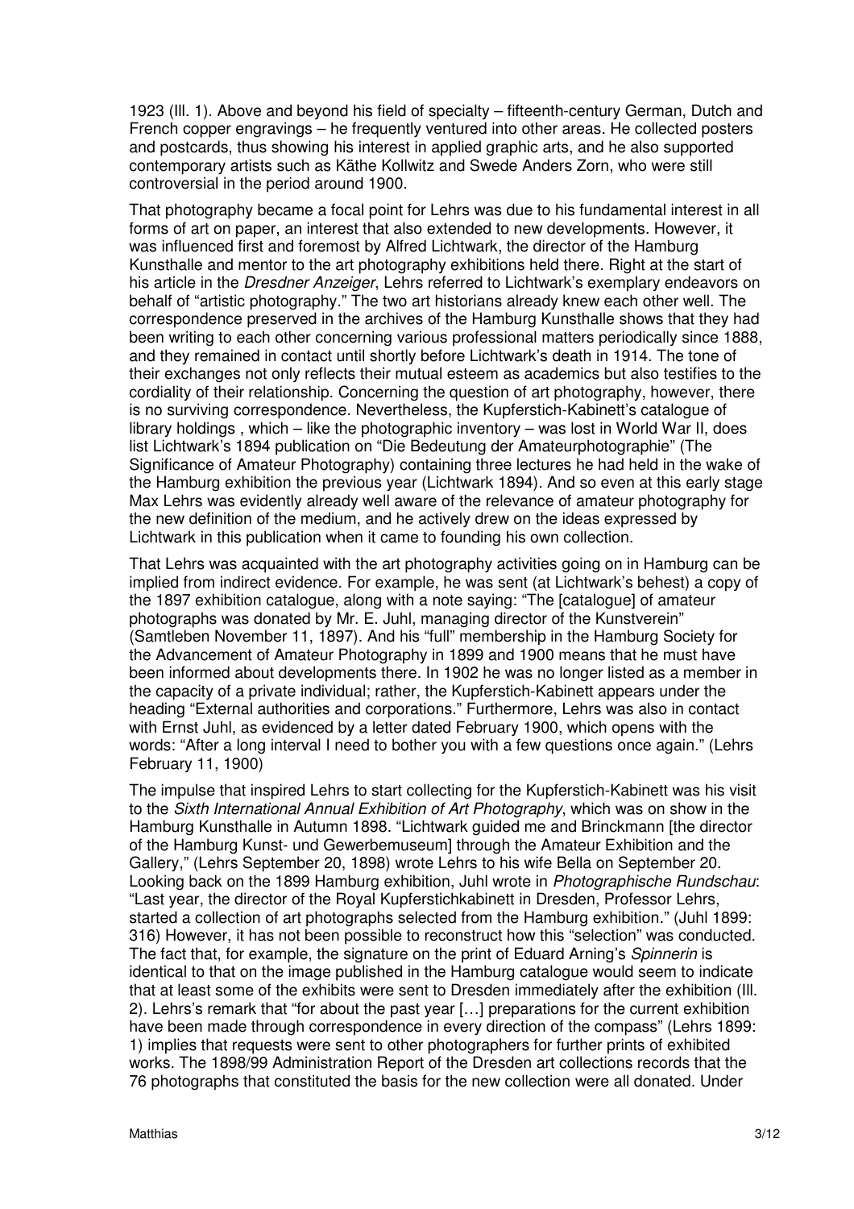1923 (Ill. 1). Above and beyond his field of specialty – fifteenth-century German, Dutch and French copper engravings – he frequently ventured into other areas. He collected posters and postcards, thus showing his interest in applied graphic arts, and he also supported contemporary artists such as Käthe Kollwitz and Swede Anders Zorn, who were still controversial in the period around 1900.

That photography became a focal point for Lehrs was due to his fundamental interest in all forms of art on paper, an interest that also extended to new developments. However, it was influenced first and foremost by Alfred Lichtwark, the director of the Hamburg Kunsthalle and mentor to the art photography exhibitions held there. Right at the start of his article in the *Dresdner Anzeiger*, Lehrs referred to Lichtwark's exemplary endeavors on behalf of "artistic photography." The two art historians already knew each other well. The correspondence preserved in the archives of the Hamburg Kunsthalle shows that they had been writing to each other concerning various professional matters periodically since 1888, and they remained in contact until shortly before Lichtwark's death in 1914. The tone of their exchanges not only reflects their mutual esteem as academics but also testifies to the cordiality of their relationship. Concerning the question of art photography, however, there is no surviving correspondence. Nevertheless, the Kupferstich-Kabinett's catalogue of library holdings , which – like the photographic inventory – was lost in World War II, does list Lichtwark's 1894 publication on "Die Bedeutung der Amateurphotographie" (The Significance of Amateur Photography) containing three lectures he had held in the wake of the Hamburg exhibition the previous year (Lichtwark 1894). And so even at this early stage Max Lehrs was evidently already well aware of the relevance of amateur photography for the new definition of the medium, and he actively drew on the ideas expressed by Lichtwark in this publication when it came to founding his own collection.

That Lehrs was acquainted with the art photography activities going on in Hamburg can be implied from indirect evidence. For example, he was sent (at Lichtwark's behest) a copy of the 1897 exhibition catalogue, along with a note saying: "The [catalogue] of amateur photographs was donated by Mr. E. Juhl, managing director of the Kunstverein" (Samtleben November 11, 1897). And his "full" membership in the Hamburg Society for the Advancement of Amateur Photography in 1899 and 1900 means that he must have been informed about developments there. In 1902 he was no longer listed as a member in the capacity of a private individual; rather, the Kupferstich-Kabinett appears under the heading "External authorities and corporations." Furthermore, Lehrs was also in contact with Ernst Juhl, as evidenced by a letter dated February 1900, which opens with the words: "After a long interval I need to bother you with a few questions once again." (Lehrs February 11, 1900)

The impulse that inspired Lehrs to start collecting for the Kupferstich-Kabinett was his visit to the *Sixth International Annual Exhibition of Art Photography*, which was on show in the Hamburg Kunsthalle in Autumn 1898. "Lichtwark guided me and Brinckmann [the director of the Hamburg Kunst- und Gewerbemuseum] through the Amateur Exhibition and the Gallery," (Lehrs September 20, 1898) wrote Lehrs to his wife Bella on September 20. Looking back on the 1899 Hamburg exhibition, Juhl wrote in *Photographische Rundschau*: "Last year, the director of the Royal Kupferstichkabinett in Dresden, Professor Lehrs, started a collection of art photographs selected from the Hamburg exhibition." (Juhl 1899: 316) However, it has not been possible to reconstruct how this "selection" was conducted. The fact that, for example, the signature on the print of Eduard Arning's *Spinnerin* is identical to that on the image published in the Hamburg catalogue would seem to indicate that at least some of the exhibits were sent to Dresden immediately after the exhibition (Ill. 2). Lehrs's remark that "for about the past year […] preparations for the current exhibition have been made through correspondence in every direction of the compass" (Lehrs 1899: 1) implies that requests were sent to other photographers for further prints of exhibited works. The 1898/99 Administration Report of the Dresden art collections records that the 76 photographs that constituted the basis for the new collection were all donated. Under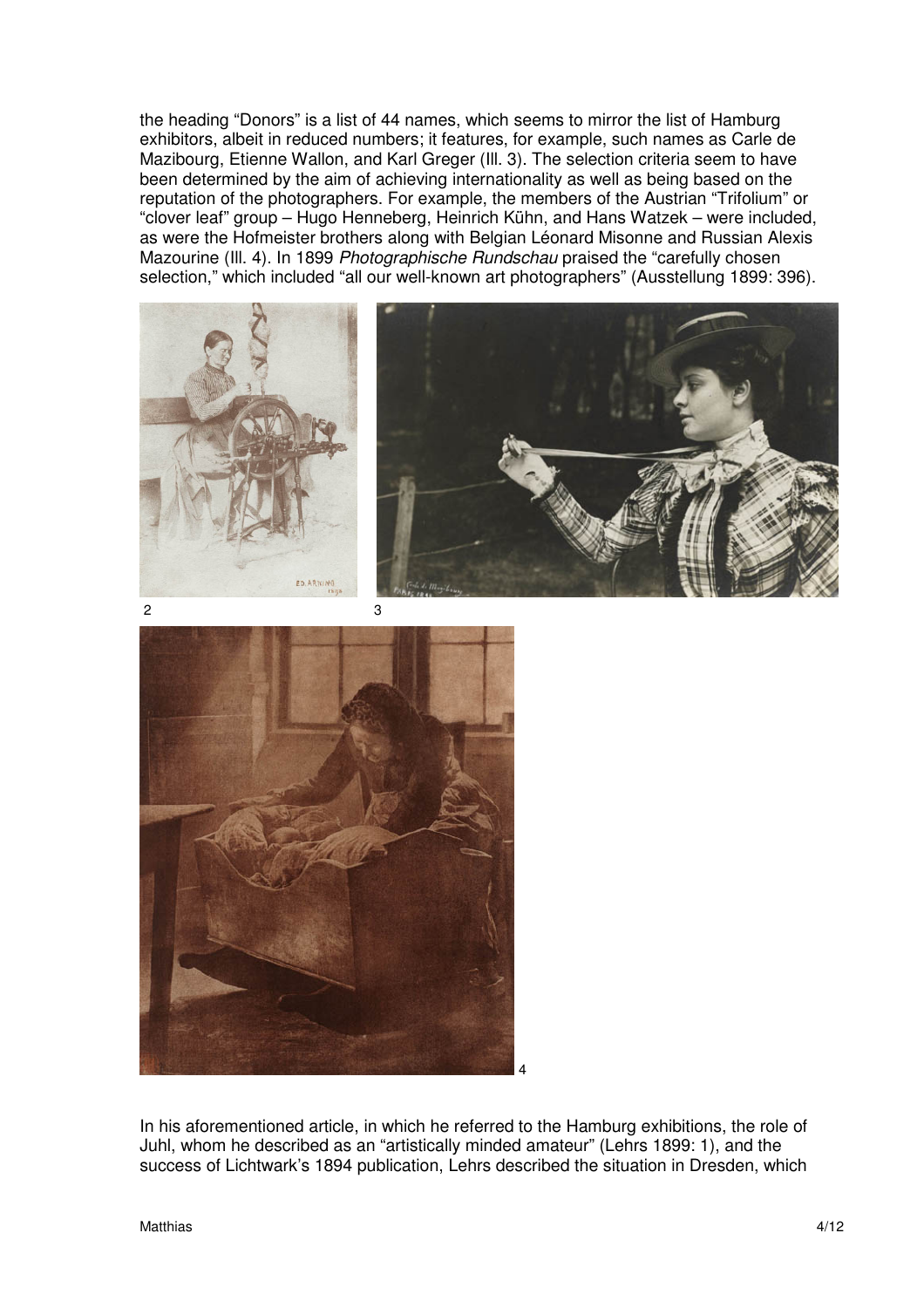the heading “Donors” is a list of 44 names, which seems to mirror the list of Hamburg exhibitors, albeit in reduced numbers; it features, for example, such names as Carle de Mazibourg, Etienne Wallon, and Karl Greger (Ill. 3). The selection criteria seem to have been determined by the aim of achieving internationality as well as being based on the reputation of the photographers. For example, the members of the Austrian “Trifolium” or “clover leaf” group – Hugo Henneberg, Heinrich Kühn, and Hans Watzek – were included, as were the Hofmeister brothers along with Belgian Léonard Misonne and Russian Alexis Mazourine (Ill. 4). In 1899 *Photographische Rundschau* praised the “carefully chosen selection,” which included “all our well-known art photographers” (Ausstellung 1899: 396).

2

3

4

In his aforementioned article, in which he referred to the Hamburg exhibitions, the role of Juhl, whom he described as an “artistically minded amateur” (Lehrs 1899: 1), and the success of Lichtwark’s 1894 publication, Lehrs described the situation in Dresden, which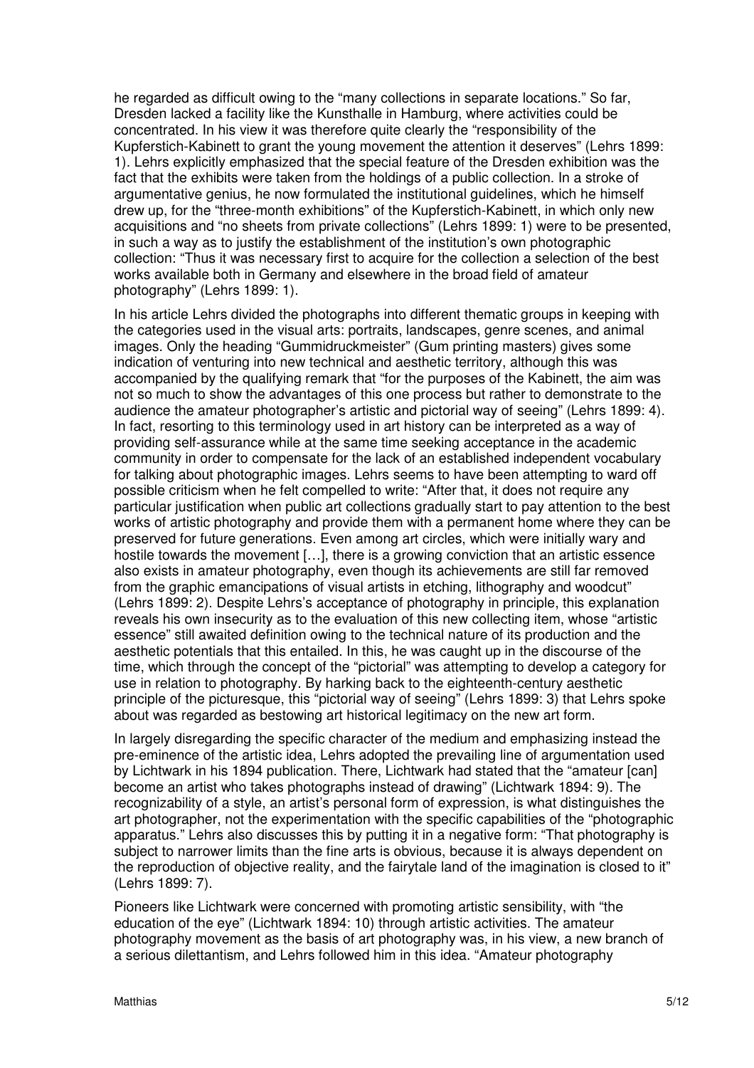he regarded as difficult owing to the "many collections in separate locations." So far, Dresden lacked a facility like the Kunsthalle in Hamburg, where activities could be concentrated. In his view it was therefore quite clearly the "responsibility of the Kupferstich-Kabinett to grant the young movement the attention it deserves" (Lehrs 1899: 1). Lehrs explicitly emphasized that the special feature of the Dresden exhibition was the fact that the exhibits were taken from the holdings of a public collection. In a stroke of argumentative genius, he now formulated the institutional guidelines, which he himself drew up, for the "three-month exhibitions" of the Kupferstich-Kabinett, in which only new acquisitions and "no sheets from private collections" (Lehrs 1899: 1) were to be presented, in such a way as to justify the establishment of the institution's own photographic collection: "Thus it was necessary first to acquire for the collection a selection of the best works available both in Germany and elsewhere in the broad field of amateur photography" (Lehrs 1899: 1).

In his article Lehrs divided the photographs into different thematic groups in keeping with the categories used in the visual arts: portraits, landscapes, genre scenes, and animal images. Only the heading "Gummidruckmeister" (Gum printing masters) gives some indication of venturing into new technical and aesthetic territory, although this was accompanied by the qualifying remark that "for the purposes of the Kabinett, the aim was not so much to show the advantages of this one process but rather to demonstrate to the audience the amateur photographer's artistic and pictorial way of seeing" (Lehrs 1899: 4). In fact, resorting to this terminology used in art history can be interpreted as a way of providing self-assurance while at the same time seeking acceptance in the academic community in order to compensate for the lack of an established independent vocabulary for talking about photographic images. Lehrs seems to have been attempting to ward off possible criticism when he felt compelled to write: "After that, it does not require any particular justification when public art collections gradually start to pay attention to the best works of artistic photography and provide them with a permanent home where they can be preserved for future generations. Even among art circles, which were initially wary and hostile towards the movement […], there is a growing conviction that an artistic essence also exists in amateur photography, even though its achievements are still far removed from the graphic emancipations of visual artists in etching, lithography and woodcut" (Lehrs 1899: 2). Despite Lehrs's acceptance of photography in principle, this explanation reveals his own insecurity as to the evaluation of this new collecting item, whose "artistic essence" still awaited definition owing to the technical nature of its production and the aesthetic potentials that this entailed. In this, he was caught up in the discourse of the time, which through the concept of the "pictorial" was attempting to develop a category for use in relation to photography. By harking back to the eighteenth-century aesthetic principle of the picturesque, this "pictorial way of seeing" (Lehrs 1899: 3) that Lehrs spoke about was regarded as bestowing art historical legitimacy on the new art form.

In largely disregarding the specific character of the medium and emphasizing instead the pre-eminence of the artistic idea, Lehrs adopted the prevailing line of argumentation used by Lichtwark in his 1894 publication. There, Lichtwark had stated that the "amateur [can] become an artist who takes photographs instead of drawing" (Lichtwark 1894: 9). The recognizability of a style, an artist's personal form of expression, is what distinguishes the art photographer, not the experimentation with the specific capabilities of the "photographic apparatus." Lehrs also discusses this by putting it in a negative form: "That photography is subject to narrower limits than the fine arts is obvious, because it is always dependent on the reproduction of objective reality, and the fairytale land of the imagination is closed to it" (Lehrs 1899: 7).

Pioneers like Lichtwark were concerned with promoting artistic sensibility, with "the education of the eye" (Lichtwark 1894: 10) through artistic activities. The amateur photography movement as the basis of art photography was, in his view, a new branch of a serious dilettantism, and Lehrs followed him in this idea. "Amateur photography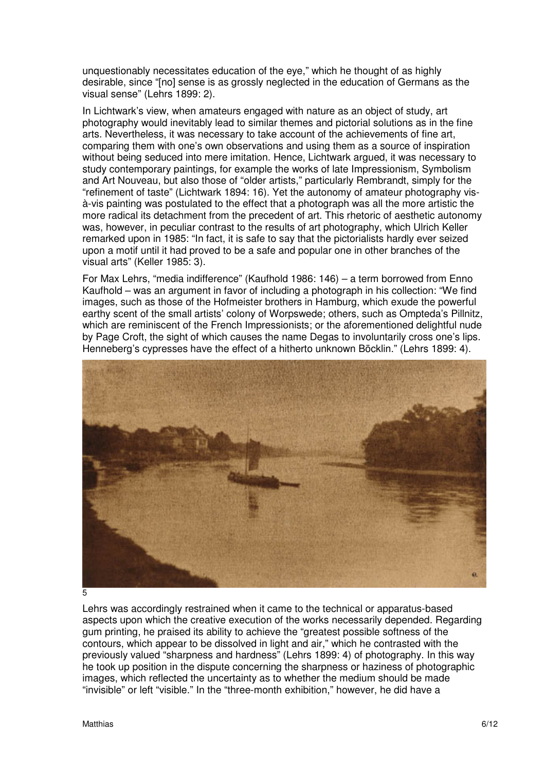unquestionably necessitates education of the eye," which he thought of as highly desirable, since "[no] sense is as grossly neglected in the education of Germans as the visual sense" (Lehrs 1899: 2).

In Lichtwark's view, when amateurs engaged with nature as an object of study, art photography would inevitably lead to similar themes and pictorial solutions as in the fine arts. Nevertheless, it was necessary to take account of the achievements of fine art, comparing them with one's own observations and using them as a source of inspiration without being seduced into mere imitation. Hence, Lichtwark argued, it was necessary to study contemporary paintings, for example the works of late Impressionism, Symbolism and Art Nouveau, but also those of "older artists," particularly Rembrandt, simply for the "refinement of taste" (Lichtwark 1894: 16). Yet the autonomy of amateur photography vis-à-vis painting was postulated to the effect that a photograph was all the more artistic the more radical its detachment from the precedent of art. This rhetoric of aesthetic autonomy was, however, in peculiar contrast to the results of art photography, which Ulrich Keller remarked upon in 1985: "In fact, it is safe to say that the pictorialists hardly ever seized upon a motif until it had proved to be a safe and popular one in other branches of the visual arts" (Keller 1985: 3).

For Max Lehrs, "media indifference" (Kaufhold 1986: 146) – a term borrowed from Enno Kaufhold – was an argument in favor of including a photograph in his collection: "We find images, such as those of the Hofmeister brothers in Hamburg, which exude the powerful earthy scent of the small artists' colony of Worpswede; others, such as Ompteda's Pillnitz, which are reminiscent of the French Impressionists; or the aforementioned delightful nude by Page Croft, the sight of which causes the name Degas to involuntarily cross one's lips. Henneberg's cypresses have the effect of a hitherto unknown Böcklin." (Lehrs 1899: 4).

5

Lehrs was accordingly restrained when it came to the technical or apparatus-based aspects upon which the creative execution of the works necessarily depended. Regarding gum printing, he praised its ability to achieve the "greatest possible softness of the contours, which appear to be dissolved in light and air," which he contrasted with the previously valued "sharpness and hardness" (Lehrs 1899: 4) of photography. In this way he took up position in the dispute concerning the sharpness or haziness of photographic images, which reflected the uncertainty as to whether the medium should be made "invisible" or left "visible." In the "three-month exhibition," however, he did have a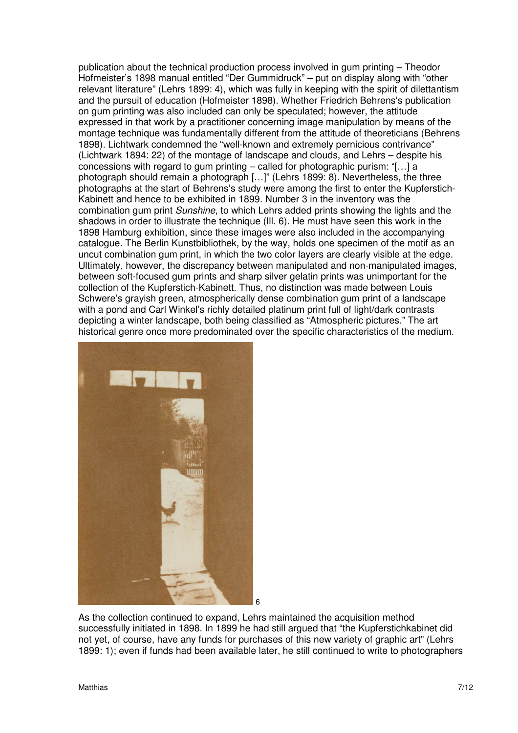publication about the technical production process involved in gum printing – Theodor Hofmeister's 1898 manual entitled "Der Gummidruck" – put on display along with "other relevant literature" (Lehrs 1899: 4), which was fully in keeping with the spirit of dilettantism and the pursuit of education (Hofmeister 1898). Whether Friedrich Behrens's publication on gum printing was also included can only be speculated; however, the attitude expressed in that work by a practitioner concerning image manipulation by means of the montage technique was fundamentally different from the attitude of theoreticians (Behrens 1898). Lichtwark condemned the "well-known and extremely pernicious contrivance" (Lichtwark 1894: 22) of the montage of landscape and clouds, and Lehrs – despite his concessions with regard to gum printing – called for photographic purism: "[…] a photograph should remain a photograph […]" (Lehrs 1899: 8). Nevertheless, the three photographs at the start of Behrens's study were among the first to enter the Kupferstich-Kabinett and hence to be exhibited in 1899. Number 3 in the inventory was the combination gum print *Sunshine*, to which Lehrs added prints showing the lights and the shadows in order to illustrate the technique (Ill. 6). He must have seen this work in the 1898 Hamburg exhibition, since these images were also included in the accompanying catalogue. The Berlin Kunstbibliothek, by the way, holds one specimen of the motif as an uncut combination gum print, in which the two color layers are clearly visible at the edge. Ultimately, however, the discrepancy between manipulated and non-manipulated images, between soft-focused gum prints and sharp silver gelatin prints was unimportant for the collection of the Kupferstich-Kabinett. Thus, no distinction was made between Louis Schwere's grayish green, atmospherically dense combination gum print of a landscape with a pond and Carl Winkel's richly detailed platinum print full of light/dark contrasts depicting a winter landscape, both being classified as "Atmospheric pictures." The art historical genre once more predominated over the specific characteristics of the medium.

6

As the collection continued to expand, Lehrs maintained the acquisition method successfully initiated in 1898. In 1899 he had still argued that "the Kupferstichkabinet did not yet, of course, have any funds for purchases of this new variety of graphic art" (Lehrs 1899: 1); even if funds had been available later, he still continued to write to photographers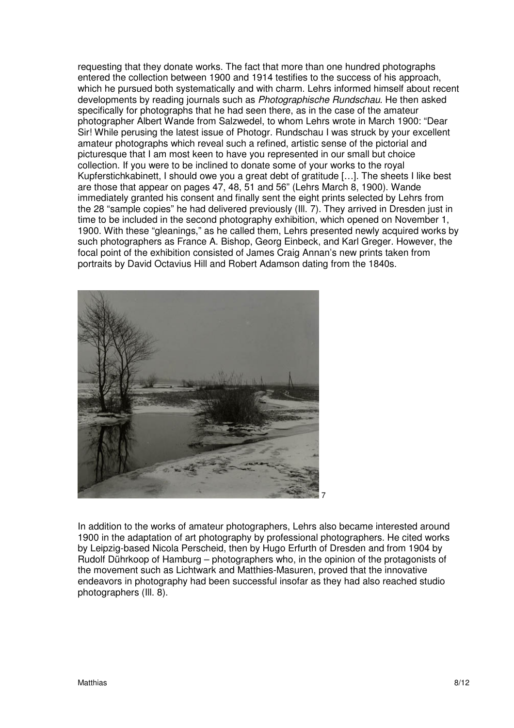requesting that they donate works. The fact that more than one hundred photographs entered the collection between 1900 and 1914 testifies to the success of his approach, which he pursued both systematically and with charm. Lehrs informed himself about recent developments by reading journals such as *Photographische Rundschau*. He then asked specifically for photographs that he had seen there, as in the case of the amateur photographer Albert Wande from Salzwedel, to whom Lehrs wrote in March 1900: "Dear Sir! While perusing the latest issue of Photogr. Rundschau I was struck by your excellent amateur photographs which reveal such a refined, artistic sense of the pictorial and picturesque that I am most keen to have you represented in our small but choice collection. If you were to be inclined to donate some of your works to the royal Kupferstichkabinett, I should owe you a great debt of gratitude […]. The sheets I like best are those that appear on pages 47, 48, 51 and 56" (Lehrs March 8, 1900). Wande immediately granted his consent and finally sent the eight prints selected by Lehrs from the 28 "sample copies" he had delivered previously (Ill. 7). They arrived in Dresden just in time to be included in the second photography exhibition, which opened on November 1, 1900. With these "gleanings," as he called them, Lehrs presented newly acquired works by such photographers as France A. Bishop, Georg Einbeck, and Karl Greger. However, the focal point of the exhibition consisted of James Craig Annan's new prints taken from portraits by David Octavius Hill and Robert Adamson dating from the 1840s.

7

In addition to the works of amateur photographers, Lehrs also became interested around 1900 in the adaptation of art photography by professional photographers. He cited works by Leipzig-based Nicola Perscheid, then by Hugo Erfurth of Dresden and from 1904 by Rudolf Dührkoop of Hamburg – photographers who, in the opinion of the protagonists of the movement such as Lichtwark and Matthies-Masuren, proved that the innovative endeavors in photography had been successful insofar as they had also reached studio photographers (Ill. 8).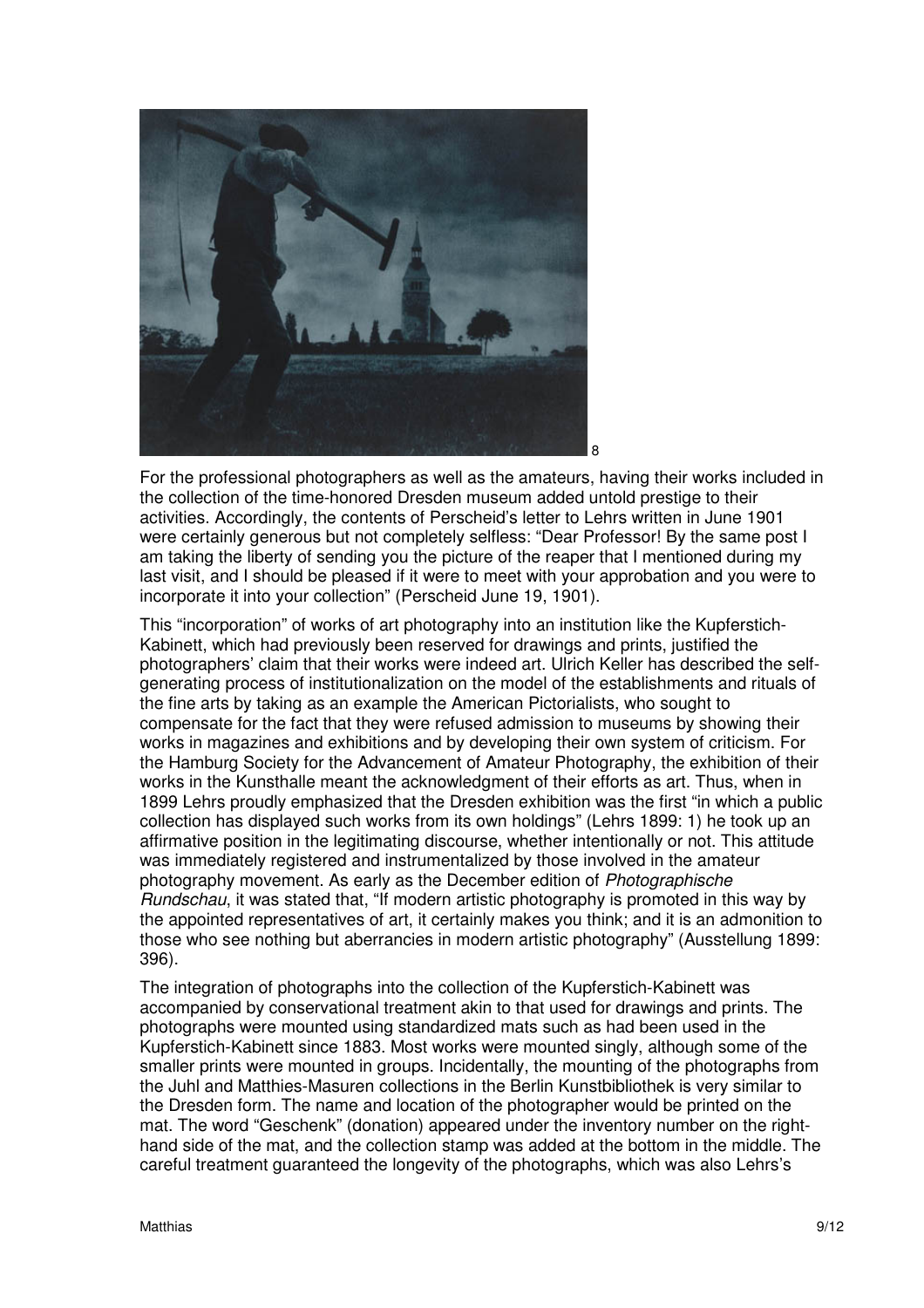8

For the professional photographers as well as the amateurs, having their works included in the collection of the time-honored Dresden museum added untold prestige to their activities. Accordingly, the contents of Perscheid's letter to Lehrs written in June 1901 were certainly generous but not completely selfless: "Dear Professor! By the same post I am taking the liberty of sending you the picture of the reaper that I mentioned during my last visit, and I should be pleased if it were to meet with your approbation and you were to incorporate it into your collection" (Perscheid June 19, 1901).

This "incorporation" of works of art photography into an institution like the Kupferstich-Kabinett, which had previously been reserved for drawings and prints, justified the photographers' claim that their works were indeed art. Ulrich Keller has described the self-generating process of institutionalization on the model of the establishments and rituals of the fine arts by taking as an example the American Pictorialists, who sought to compensate for the fact that they were refused admission to museums by showing their works in magazines and exhibitions and by developing their own system of criticism. For the Hamburg Society for the Advancement of Amateur Photography, the exhibition of their works in the Kunsthalle meant the acknowledgment of their efforts as art. Thus, when in 1899 Lehrs proudly emphasized that the Dresden exhibition was the first "in which a public collection has displayed such works from its own holdings" (Lehrs 1899: 1) he took up an affirmative position in the legitimating discourse, whether intentionally or not. This attitude was immediately registered and instrumentalized by those involved in the amateur photography movement. As early as the December edition of *Photographische Rundschau*, it was stated that, "If modern artistic photography is promoted in this way by the appointed representatives of art, it certainly makes you think; and it is an admonition to those who see nothing but aberrancies in modern artistic photography" (Ausstellung 1899: 396).

The integration of photographs into the collection of the Kupferstich-Kabinett was accompanied by conservational treatment akin to that used for drawings and prints. The photographs were mounted using standardized mats such as had been used in the Kupferstich-Kabinett since 1883. Most works were mounted singly, although some of the smaller prints were mounted in groups. Incidentally, the mounting of the photographs from the Juhl and Matthies-Masuren collections in the Berlin Kunstbibliothek is very similar to the Dresden form. The name and location of the photographer would be printed on the mat. The word "Geschenk" (donation) appeared under the inventory number on the right-hand side of the mat, and the collection stamp was added at the bottom in the middle. The careful treatment guaranteed the longevity of the photographs, which was also Lehrs's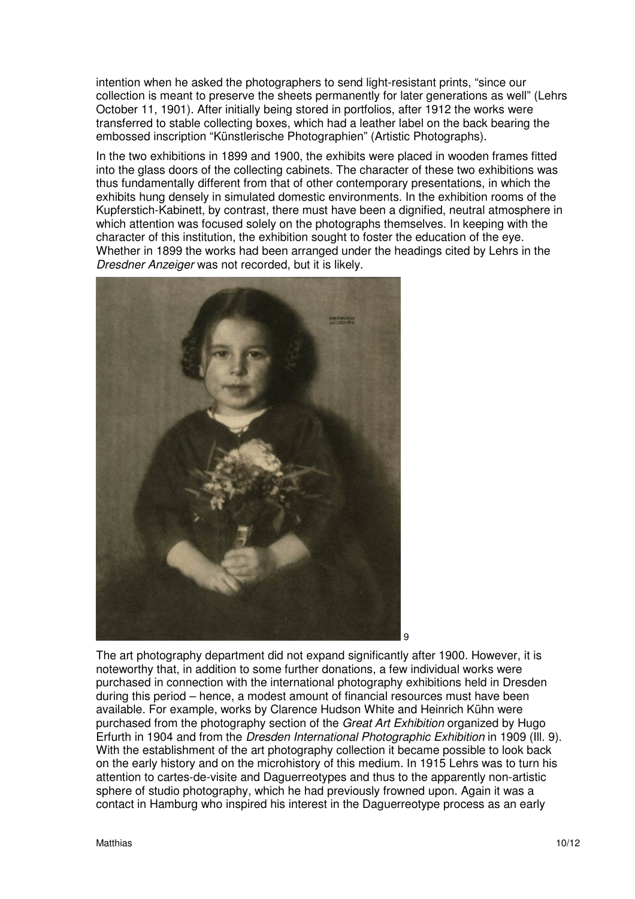intention when he asked the photographers to send light-resistant prints, "since our collection is meant to preserve the sheets permanently for later generations as well" (Lehrs October 11, 1901). After initially being stored in portfolios, after 1912 the works were transferred to stable collecting boxes, which had a leather label on the back bearing the embossed inscription "Künstlerische Photographien" (Artistic Photographs).

In the two exhibitions in 1899 and 1900, the exhibits were placed in wooden frames fitted into the glass doors of the collecting cabinets. The character of these two exhibitions was thus fundamentally different from that of other contemporary presentations, in which the exhibits hung densely in simulated domestic environments. In the exhibition rooms of the Kupferstich-Kabinett, by contrast, there must have been a dignified, neutral atmosphere in which attention was focused solely on the photographs themselves. In keeping with the character of this institution, the exhibition sought to foster the education of the eye. Whether in 1899 the works had been arranged under the headings cited by Lehrs in the *Dresdner Anzeiger* was not recorded, but it is likely.

9

The art photography department did not expand significantly after 1900. However, it is noteworthy that, in addition to some further donations, a few individual works were purchased in connection with the international photography exhibitions held in Dresden during this period – hence, a modest amount of financial resources must have been available. For example, works by Clarence Hudson White and Heinrich Kühn were purchased from the photography section of the *Great Art Exhibition* organized by Hugo Erfurth in 1904 and from the *Dresden International Photographic Exhibition* in 1909 (Ill. 9). With the establishment of the art photography collection it became possible to look back on the early history and on the microhistory of this medium. In 1915 Lehrs was to turn his attention to cartes-de-visite and Daguerreotypes and thus to the apparently non-artistic sphere of studio photography, which he had previously frowned upon. Again it was a contact in Hamburg who inspired his interest in the Daguerreotype process as an early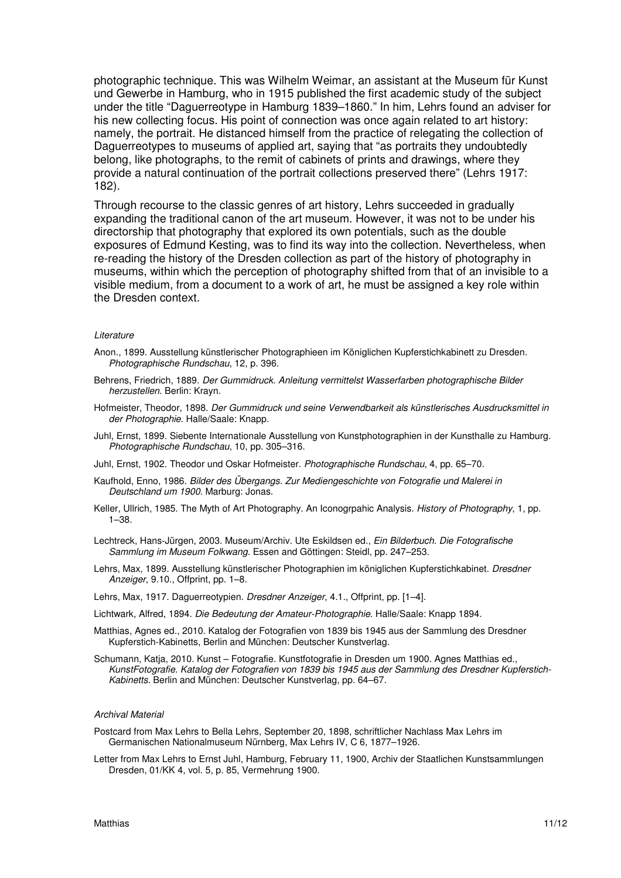photographic technique. This was Wilhelm Weimar, an assistant at the Museum für Kunst und Gewerbe in Hamburg, who in 1915 published the first academic study of the subject under the title "Daguerreotype in Hamburg 1839–1860." In him, Lehrs found an adviser for his new collecting focus. His point of connection was once again related to art history: namely, the portrait. He distanced himself from the practice of relegating the collection of Daguerreotypes to museums of applied art, saying that "as portraits they undoubtedly belong, like photographs, to the remit of cabinets of prints and drawings, where they provide a natural continuation of the portrait collections preserved there" (Lehrs 1917: 182).

Through recourse to the classic genres of art history, Lehrs succeeded in gradually expanding the traditional canon of the art museum. However, it was not to be under his directorship that photography that explored its own potentials, such as the double exposures of Edmund Kesting, was to find its way into the collection. Nevertheless, when re-reading the history of the Dresden collection as part of the history of photography in museums, within which the perception of photography shifted from that of an invisible to a visible medium, from a document to a work of art, he must be assigned a key role within the Dresden context.

*Literature*

Anon., 1899. Ausstellung künstlerischer Photographieen im Königlichen Kupferstichkabinett zu Dresden. *Photographische Rundschau*, 12, p. 396.

Behrens, Friedrich, 1889. *Der Gummidruck. Anleitung vermittelst Wasserfarben photographische Bilder herzustellen*. Berlin: Krayn.

Hofmeister, Theodor, 1898. *Der Gummidruck und seine Verwendbarkeit als künstlerisches Ausdrucksmittel in der Photographie*. Halle/Saale: Knapp.

Juhl, Ernst, 1899. Siebente Internationale Ausstellung von Kunstphotographien in der Kunsthalle zu Hamburg. *Photographische Rundschau*, 10, pp. 305–316.

Juhl, Ernst, 1902. Theodor und Oskar Hofmeister. *Photographische Rundschau*, 4, pp. 65–70.

Kaufhold, Enno, 1986. *Bilder des Übergangs. Zur Mediengeschichte von Fotografie und Malerei in Deutschland um 1900*. Marburg: Jonas.

Keller, Ullrich, 1985. The Myth of Art Photography. An Iconogrpahic Analysis. *History of Photography*, 1, pp. 1–38.

Lechtreck, Hans-Jürgen, 2003. Museum/Archiv. Ute Eskildsen ed., *Ein Bilderbuch. Die Fotografische Sammlung im Museum Folkwang*. Essen and Göttingen: Steidl, pp. 247–253.

Lehrs, Max, 1899. Ausstellung künstlerischer Photographien im königlichen Kupferstichkabinet. *Dresdner Anzeiger*, 9.10., Offprint, pp. 1–8.

Lehrs, Max, 1917. Daguerreotypien. *Dresdner Anzeiger*, 4.1., Offprint, pp. [1–4].

Lichtwark, Alfred, 1894. *Die Bedeutung der Amateur-Photographie*. Halle/Saale: Knapp 1894.

Matthias, Agnes ed., 2010. Katalog der Fotografien von 1839 bis 1945 aus der Sammlung des Dresdner Kupferstich-Kabinetts, Berlin and München: Deutscher Kunstverlag.

Schumann, Katja, 2010. Kunst – Fotografie. Kunstfotografie in Dresden um 1900. Agnes Matthias ed., *KunstFotografie. Katalog der Fotografien von 1839 bis 1945 aus der Sammlung des Dresdner Kupferstich-Kabinetts*. Berlin and München: Deutscher Kunstverlag, pp. 64–67.

*Archival Material*

Postcard from Max Lehrs to Bella Lehrs, September 20, 1898, schriftlicher Nachlass Max Lehrs im Germanischen Nationalmuseum Nürnberg, Max Lehrs IV, C 6, 1877–1926.

Letter from Max Lehrs to Ernst Juhl, Hamburg, February 11, 1900, Archiv der Staatlichen Kunstsammlungen Dresden, 01/KK 4, vol. 5, p. 85, Vermehrung 1900.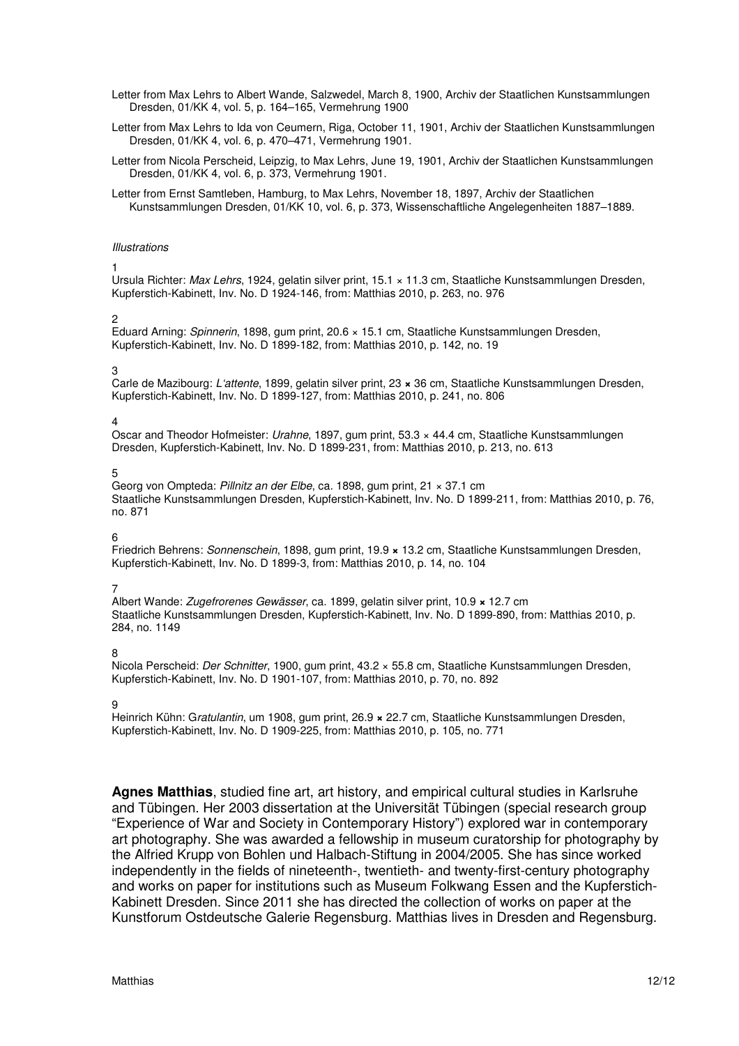Letter from Max Lehrs to Albert Wande, Salzwedel, March 8, 1900, Archiv der Staatlichen Kunstsammlungen Dresden, 01/KK 4, vol. 5, p. 164–165, Vermehrung 1900

Letter from Max Lehrs to Ida von Ceumern, Riga, October 11, 1901, Archiv der Staatlichen Kunstsammlungen Dresden, 01/KK 4, vol. 6, p. 470–471, Vermehrung 1901.

Letter from Nicola Perscheid, Leipzig, to Max Lehrs, June 19, 1901, Archiv der Staatlichen Kunstsammlungen Dresden, 01/KK 4, vol. 6, p. 373, Vermehrung 1901.

Letter from Ernst Samtleben, Hamburg, to Max Lehrs, November 18, 1897, Archiv der Staatlichen Kunstsammlungen Dresden, 01/KK 10, vol. 6, p. 373, Wissenschaftliche Angelegenheiten 1887–1889.

*Illustrations*

1
Ursula Richter: *Max Lehrs*, 1924, gelatin silver print, 15.1 × 11.3 cm, Staatliche Kunstsammlungen Dresden, Kupferstich-Kabinett, Inv. No. D 1924-146, from: Matthias 2010, p. 263, no. 976

2
Eduard Arning: *Spinnerin*, 1898, gum print, 20.6 × 15.1 cm, Staatliche Kunstsammlungen Dresden, Kupferstich-Kabinett, Inv. No. D 1899-182, from: Matthias 2010, p. 142, no. 19

3
Carle de Mazibourg: *L'attente*, 1899, gelatin silver print, 23 × 36 cm, Staatliche Kunstsammlungen Dresden, Kupferstich-Kabinett, Inv. No. D 1899-127, from: Matthias 2010, p. 241, no. 806

4
Oscar and Theodor Hofmeister: *Urahne*, 1897, gum print, 53.3 × 44.4 cm, Staatliche Kunstsammlungen Dresden, Kupferstich-Kabinett, Inv. No. D 1899-231, from: Matthias 2010, p. 213, no. 613

5
Georg von Ompteda: *Pillnitz an der Elbe*, ca. 1898, gum print, 21 × 37.1 cm
Staatliche Kunstsammlungen Dresden, Kupferstich-Kabinett, Inv. No. D 1899-211, from: Matthias 2010, p. 76, no. 871

6
Friedrich Behrens: *Sonnenschein*, 1898, gum print, 19.9 × 13.2 cm, Staatliche Kunstsammlungen Dresden, Kupferstich-Kabinett, Inv. No. D 1899-3, from: Matthias 2010, p. 14, no. 104

7
Albert Wande: *Zugefrorenes Gewässer*, ca. 1899, gelatin silver print, 10.9 × 12.7 cm
Staatliche Kunstsammlungen Dresden, Kupferstich-Kabinett, Inv. No. D 1899-890, from: Matthias 2010, p. 284, no. 1149

8
Nicola Perscheid: *Der Schnitter*, 1900, gum print, 43.2 × 55.8 cm, Staatliche Kunstsammlungen Dresden, Kupferstich-Kabinett, Inv. No. D 1901-107, from: Matthias 2010, p. 70, no. 892

9
Heinrich Kühn: G*ratulantin*, um 1908, gum print, 26.9 × 22.7 cm, Staatliche Kunstsammlungen Dresden, Kupferstich-Kabinett, Inv. No. D 1909-225, from: Matthias 2010, p. 105, no. 771

**Agnes Matthias**, studied fine art, art history, and empirical cultural studies in Karlsruhe and Tübingen. Her 2003 dissertation at the Universität Tübingen (special research group "Experience of War and Society in Contemporary History") explored war in contemporary art photography. She was awarded a fellowship in museum curatorship for photography by the Alfried Krupp von Bohlen und Halbach-Stiftung in 2004/2005. She has since worked independently in the fields of nineteenth-, twentieth- and twenty-first-century photography and works on paper for institutions such as Museum Folkwang Essen and the Kupferstich-Kabinett Dresden. Since 2011 she has directed the collection of works on paper at the Kunstforum Ostdeutsche Galerie Regensburg. Matthias lives in Dresden and Regensburg.